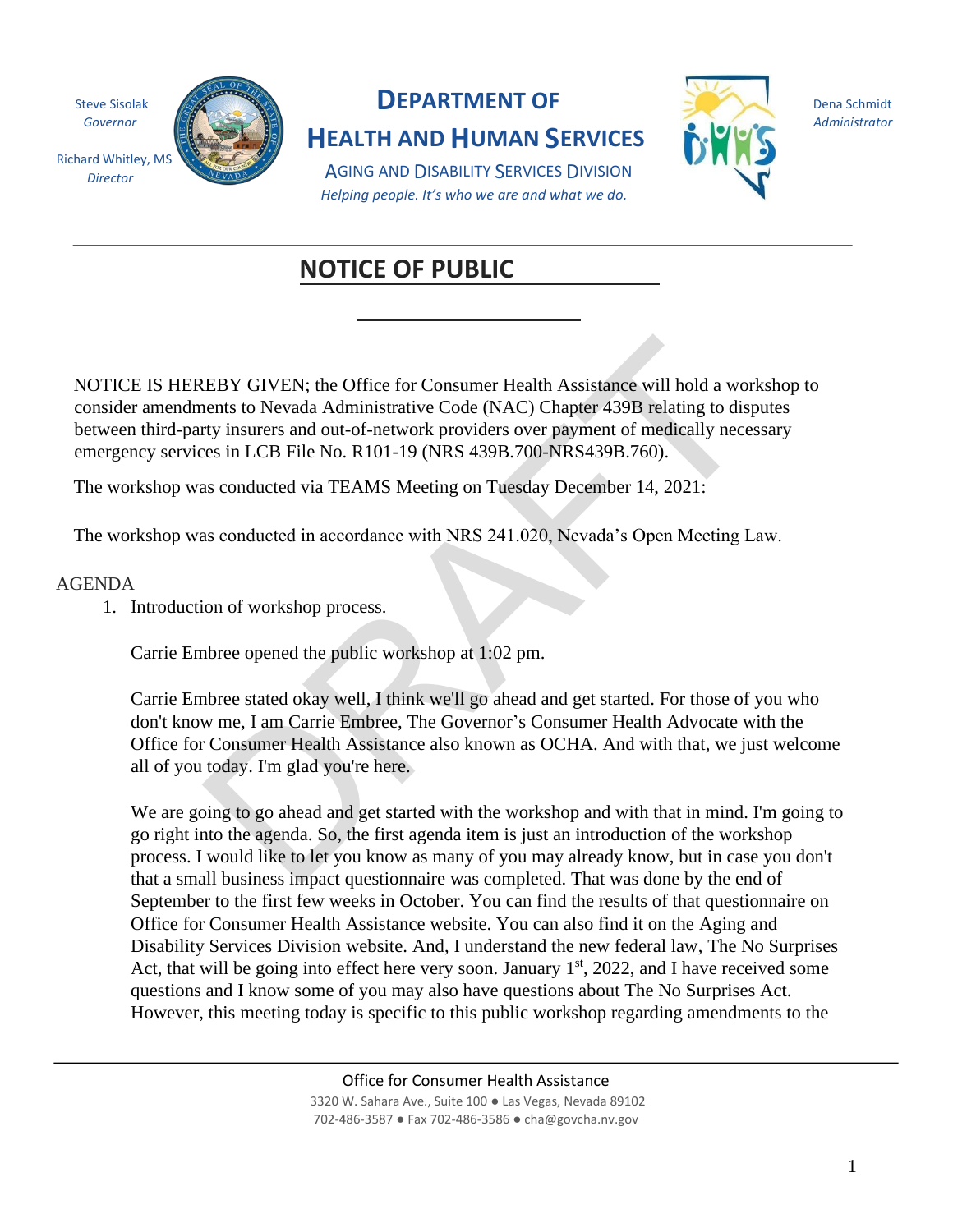Steve Sisolak
*Governor*

Richard Whitley, MS
*Director*

# DEPARTMENT OF HEALTH AND HUMAN SERVICES

AGING AND DISABILITY SERVICES DIVISION

*Helping people. It's who we are and what we do.*

Dena Schmidt
*Administrator*

## NOTICE OF PUBLIC

NOTICE IS HEREBY GIVEN; the Office for Consumer Health Assistance will hold a workshop to consider amendments to Nevada Administrative Code (NAC) Chapter 439B relating to disputes between third-party insurers and out-of-network providers over payment of medically necessary emergency services in LCB File No. R101-19 (NRS 439B.700-NRS439B.760).

The workshop was conducted via TEAMS Meeting on Tuesday December 14, 2021:

The workshop was conducted in accordance with NRS 241.020, Nevada's Open Meeting Law.

AGENDA

1. Introduction of workshop process.

   Carrie Embree opened the public workshop at 1:02 pm.

   Carrie Embree stated okay well, I think we'll go ahead and get started. For those of you who don't know me, I am Carrie Embree, The Governor's Consumer Health Advocate with the Office for Consumer Health Assistance also known as OCHA. And with that, we just welcome all of you today. I'm glad you're here.

   We are going to go ahead and get started with the workshop and with that in mind. I'm going to go right into the agenda. So, the first agenda item is just an introduction of the workshop process. I would like to let you know as many of you may already know, but in case you don't that a small business impact questionnaire was completed. That was done by the end of September to the first few weeks in October. You can find the results of that questionnaire on Office for Consumer Health Assistance website. You can also find it on the Aging and Disability Services Division website. And, I understand the new federal law, The No Surprises Act, that will be going into effect here very soon. January 1st, 2022, and I have received some questions and I know some of you may also have questions about The No Surprises Act. However, this meeting today is specific to this public workshop regarding amendments to the

Office for Consumer Health Assistance
3320 W. Sahara Ave., Suite 100 ● Las Vegas, Nevada 89102
702-486-3587 ● Fax 702-486-3586 ● cha@govcha.nv.gov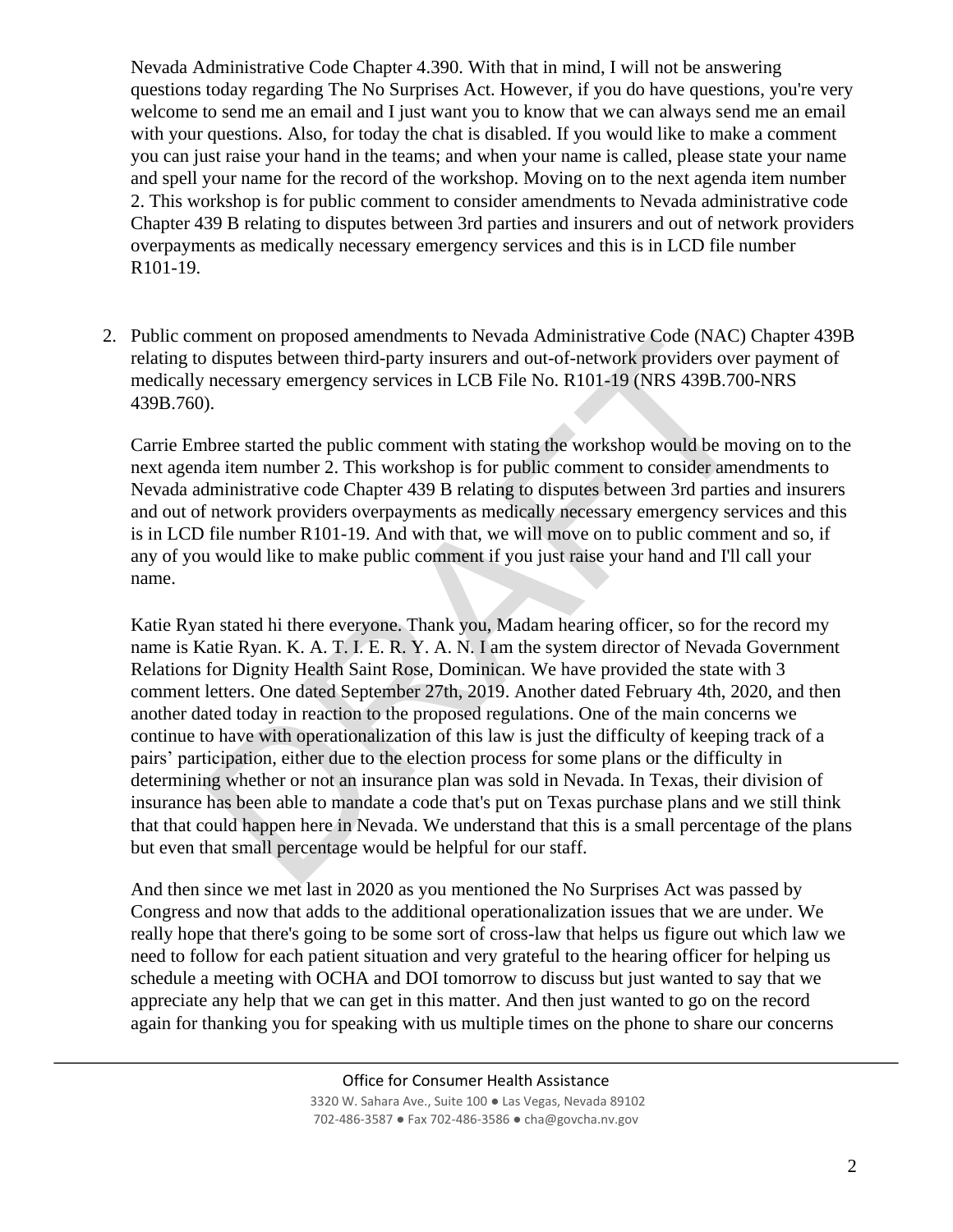Nevada Administrative Code Chapter 4.390. With that in mind, I will not be answering questions today regarding The No Surprises Act. However, if you do have questions, you're very welcome to send me an email and I just want you to know that we can always send me an email with your questions. Also, for today the chat is disabled. If you would like to make a comment you can just raise your hand in the teams; and when your name is called, please state your name and spell your name for the record of the workshop. Moving on to the next agenda item number 2. This workshop is for public comment to consider amendments to Nevada administrative code Chapter 439 B relating to disputes between 3rd parties and insurers and out of network providers overpayments as medically necessary emergency services and this is in LCD file number R101-19.

2. Public comment on proposed amendments to Nevada Administrative Code (NAC) Chapter 439B relating to disputes between third-party insurers and out-of-network providers over payment of medically necessary emergency services in LCB File No. R101-19 (NRS 439B.700-NRS 439B.760).

   Carrie Embree started the public comment with stating the workshop would be moving on to the next agenda item number 2. This workshop is for public comment to consider amendments to Nevada administrative code Chapter 439 B relating to disputes between 3rd parties and insurers and out of network providers overpayments as medically necessary emergency services and this is in LCD file number R101-19. And with that, we will move on to public comment and so, if any of you would like to make public comment if you just raise your hand and I'll call your name.

   Katie Ryan stated hi there everyone. Thank you, Madam hearing officer, so for the record my name is Katie Ryan. K. A. T. I. E. R. Y. A. N. I am the system director of Nevada Government Relations for Dignity Health Saint Rose, Dominican. We have provided the state with 3 comment letters. One dated September 27th, 2019. Another dated February 4th, 2020, and then another dated today in reaction to the proposed regulations. One of the main concerns we continue to have with operationalization of this law is just the difficulty of keeping track of a pairs' participation, either due to the election process for some plans or the difficulty in determining whether or not an insurance plan was sold in Nevada. In Texas, their division of insurance has been able to mandate a code that's put on Texas purchase plans and we still think that that could happen here in Nevada. We understand that this is a small percentage of the plans but even that small percentage would be helpful for our staff.

   And then since we met last in 2020 as you mentioned the No Surprises Act was passed by Congress and now that adds to the additional operationalization issues that we are under. We really hope that there's going to be some sort of cross-law that helps us figure out which law we need to follow for each patient situation and very grateful to the hearing officer for helping us schedule a meeting with OCHA and DOI tomorrow to discuss but just wanted to say that we appreciate any help that we can get in this matter. And then just wanted to go on the record again for thanking you for speaking with us multiple times on the phone to share our concerns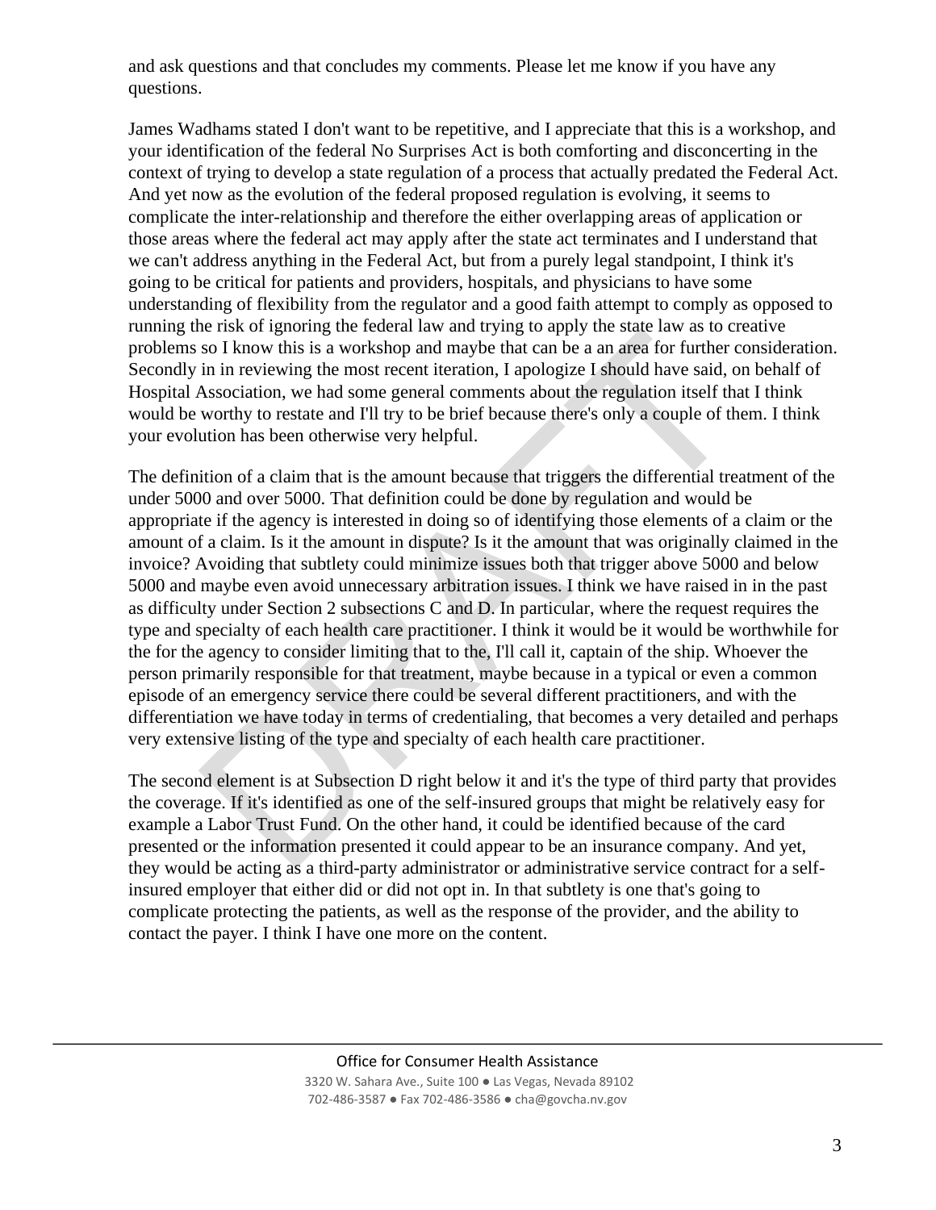and ask questions and that concludes my comments. Please let me know if you have any questions.

James Wadhams stated I don't want to be repetitive, and I appreciate that this is a workshop, and your identification of the federal No Surprises Act is both comforting and disconcerting in the context of trying to develop a state regulation of a process that actually predated the Federal Act. And yet now as the evolution of the federal proposed regulation is evolving, it seems to complicate the inter-relationship and therefore the either overlapping areas of application or those areas where the federal act may apply after the state act terminates and I understand that we can't address anything in the Federal Act, but from a purely legal standpoint, I think it's going to be critical for patients and providers, hospitals, and physicians to have some understanding of flexibility from the regulator and a good faith attempt to comply as opposed to running the risk of ignoring the federal law and trying to apply the state law as to creative problems so I know this is a workshop and maybe that can be a an area for further consideration. Secondly in in reviewing the most recent iteration, I apologize I should have said, on behalf of Hospital Association, we had some general comments about the regulation itself that I think would be worthy to restate and I'll try to be brief because there's only a couple of them. I think your evolution has been otherwise very helpful.

The definition of a claim that is the amount because that triggers the differential treatment of the under 5000 and over 5000. That definition could be done by regulation and would be appropriate if the agency is interested in doing so of identifying those elements of a claim or the amount of a claim. Is it the amount in dispute? Is it the amount that was originally claimed in the invoice? Avoiding that subtlety could minimize issues both that trigger above 5000 and below 5000 and maybe even avoid unnecessary arbitration issues. I think we have raised in in the past as difficulty under Section 2 subsections C and D. In particular, where the request requires the type and specialty of each health care practitioner. I think it would be it would be worthwhile for the for the agency to consider limiting that to the, I'll call it, captain of the ship. Whoever the person primarily responsible for that treatment, maybe because in a typical or even a common episode of an emergency service there could be several different practitioners, and with the differentiation we have today in terms of credentialing, that becomes a very detailed and perhaps very extensive listing of the type and specialty of each health care practitioner.

The second element is at Subsection D right below it and it's the type of third party that provides the coverage. If it's identified as one of the self-insured groups that might be relatively easy for example a Labor Trust Fund. On the other hand, it could be identified because of the card presented or the information presented it could appear to be an insurance company. And yet, they would be acting as a third-party administrator or administrative service contract for a self-insured employer that either did or did not opt in. In that subtlety is one that's going to complicate protecting the patients, as well as the response of the provider, and the ability to contact the payer. I think I have one more on the content.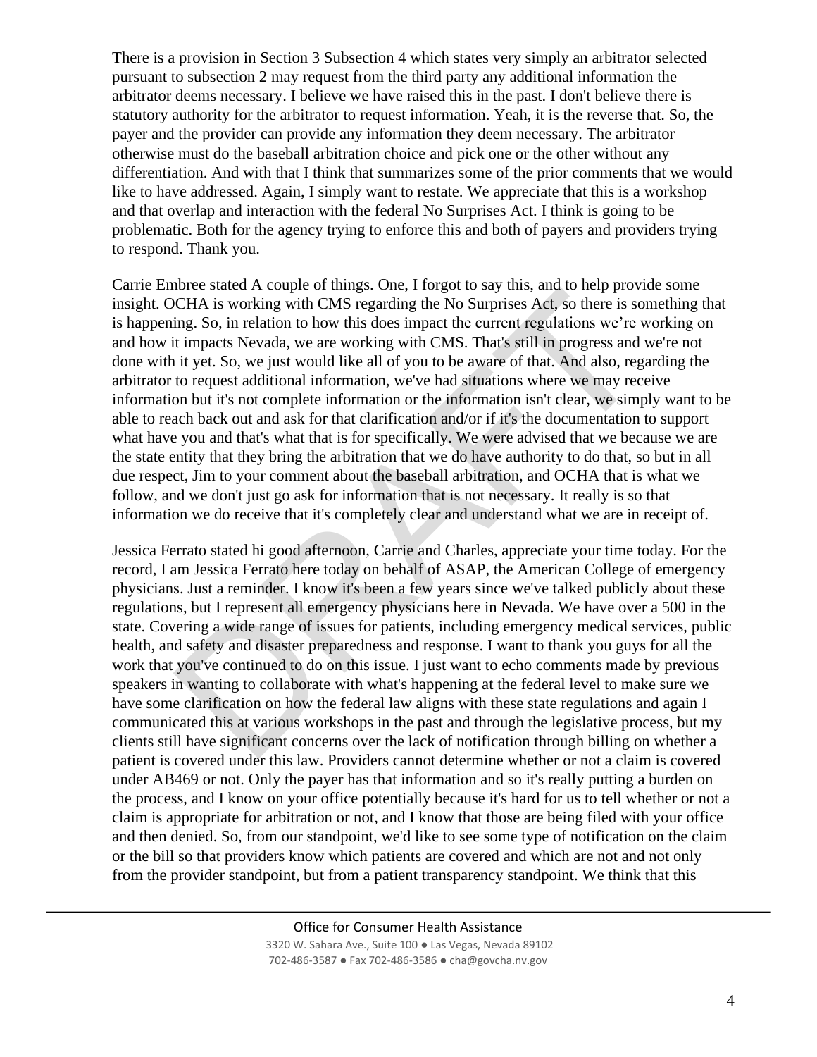There is a provision in Section 3 Subsection 4 which states very simply an arbitrator selected pursuant to subsection 2 may request from the third party any additional information the arbitrator deems necessary. I believe we have raised this in the past. I don't believe there is statutory authority for the arbitrator to request information. Yeah, it is the reverse that. So, the payer and the provider can provide any information they deem necessary. The arbitrator otherwise must do the baseball arbitration choice and pick one or the other without any differentiation. And with that I think that summarizes some of the prior comments that we would like to have addressed. Again, I simply want to restate. We appreciate that this is a workshop and that overlap and interaction with the federal No Surprises Act. I think is going to be problematic. Both for the agency trying to enforce this and both of payers and providers trying to respond. Thank you.

Carrie Embree stated A couple of things. One, I forgot to say this, and to help provide some insight. OCHA is working with CMS regarding the No Surprises Act, so there is something that is happening. So, in relation to how this does impact the current regulations we're working on and how it impacts Nevada, we are working with CMS. That's still in progress and we're not done with it yet. So, we just would like all of you to be aware of that. And also, regarding the arbitrator to request additional information, we've had situations where we may receive information but it's not complete information or the information isn't clear, we simply want to be able to reach back out and ask for that clarification and/or if it's the documentation to support what have you and that's what that is for specifically. We were advised that we because we are the state entity that they bring the arbitration that we do have authority to do that, so but in all due respect, Jim to your comment about the baseball arbitration, and OCHA that is what we follow, and we don't just go ask for information that is not necessary. It really is so that information we do receive that it's completely clear and understand what we are in receipt of.

Jessica Ferrato stated hi good afternoon, Carrie and Charles, appreciate your time today. For the record, I am Jessica Ferrato here today on behalf of ASAP, the American College of emergency physicians. Just a reminder. I know it's been a few years since we've talked publicly about these regulations, but I represent all emergency physicians here in Nevada. We have over a 500 in the state. Covering a wide range of issues for patients, including emergency medical services, public health, and safety and disaster preparedness and response. I want to thank you guys for all the work that you've continued to do on this issue. I just want to echo comments made by previous speakers in wanting to collaborate with what's happening at the federal level to make sure we have some clarification on how the federal law aligns with these state regulations and again I communicated this at various workshops in the past and through the legislative process, but my clients still have significant concerns over the lack of notification through billing on whether a patient is covered under this law. Providers cannot determine whether or not a claim is covered under AB469 or not. Only the payer has that information and so it's really putting a burden on the process, and I know on your office potentially because it's hard for us to tell whether or not a claim is appropriate for arbitration or not, and I know that those are being filed with your office and then denied. So, from our standpoint, we'd like to see some type of notification on the claim or the bill so that providers know which patients are covered and which are not and not only from the provider standpoint, but from a patient transparency standpoint. We think that this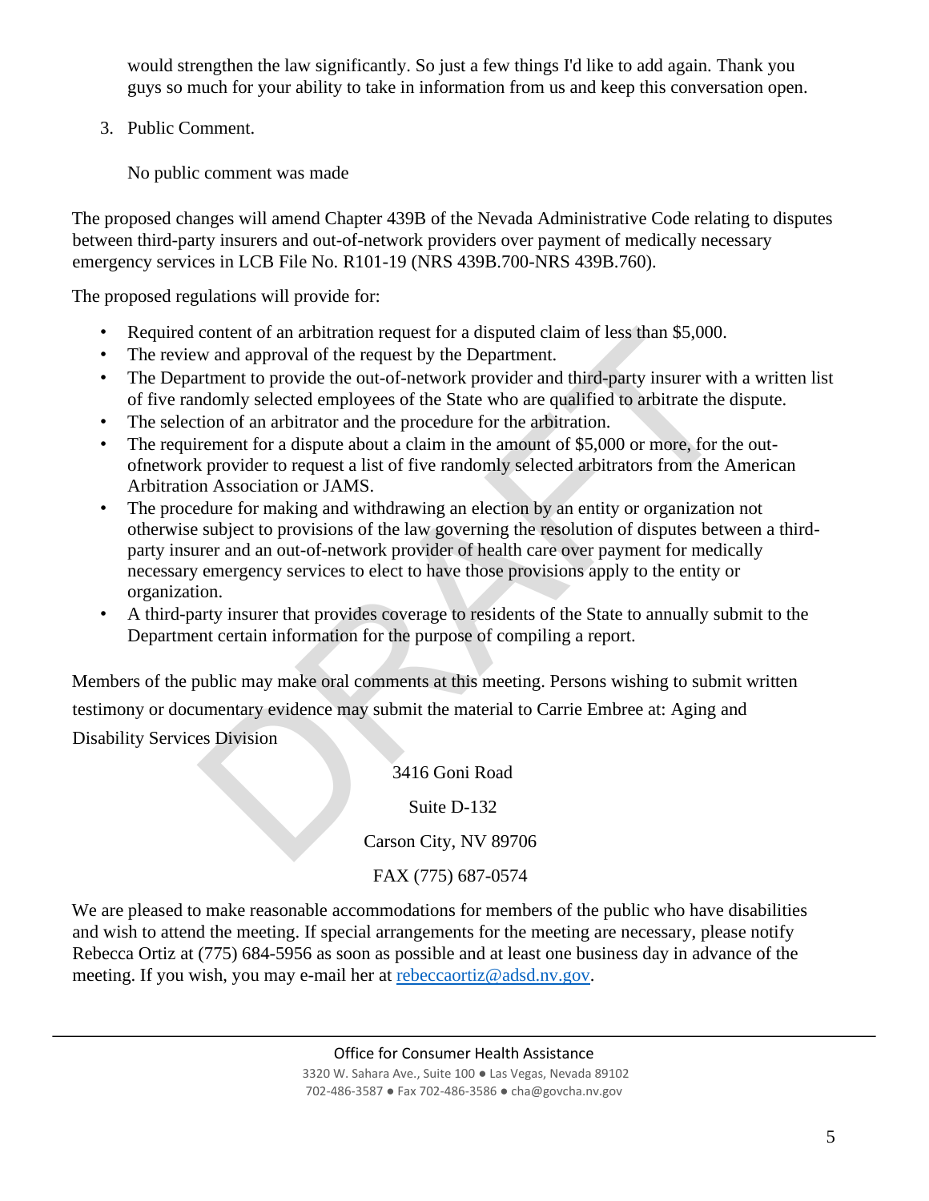would strengthen the law significantly. So just a few things I'd like to add again. Thank you guys so much for your ability to take in information from us and keep this conversation open.

3. Public Comment.

   No public comment was made

The proposed changes will amend Chapter 439B of the Nevada Administrative Code relating to disputes between third-party insurers and out-of-network providers over payment of medically necessary emergency services in LCB File No. R101-19 (NRS 439B.700-NRS 439B.760).

The proposed regulations will provide for:

- Required content of an arbitration request for a disputed claim of less than $5,000.
- The review and approval of the request by the Department.
- The Department to provide the out-of-network provider and third-party insurer with a written list of five randomly selected employees of the State who are qualified to arbitrate the dispute.
- The selection of an arbitrator and the procedure for the arbitration.
- The requirement for a dispute about a claim in the amount of $5,000 or more, for the out-ofnetwork provider to request a list of five randomly selected arbitrators from the American Arbitration Association or JAMS.
- The procedure for making and withdrawing an election by an entity or organization not otherwise subject to provisions of the law governing the resolution of disputes between a third-party insurer and an out-of-network provider of health care over payment for medically necessary emergency services to elect to have those provisions apply to the entity or organization.
- A third-party insurer that provides coverage to residents of the State to annually submit to the Department certain information for the purpose of compiling a report.

Members of the public may make oral comments at this meeting. Persons wishing to submit written testimony or documentary evidence may submit the material to Carrie Embree at: Aging and Disability Services Division

3416 Goni Road

Suite D-132

Carson City, NV 89706

FAX (775) 687-0574

We are pleased to make reasonable accommodations for members of the public who have disabilities and wish to attend the meeting. If special arrangements for the meeting are necessary, please notify Rebecca Ortiz at (775) 684-5956 as soon as possible and at least one business day in advance of the meeting. If you wish, you may e-mail her at rebeccaortiz@adsd.nv.gov.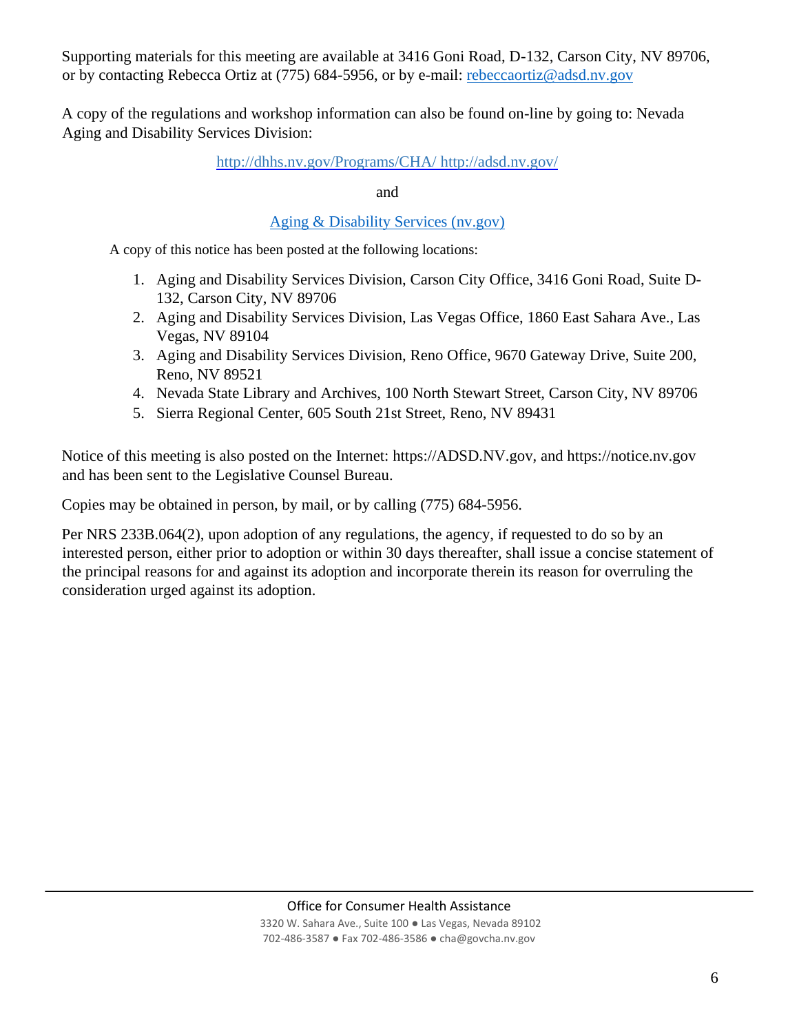Supporting materials for this meeting are available at 3416 Goni Road, D-132, Carson City, NV 89706, or by contacting Rebecca Ortiz at (775) 684-5956, or by e-mail: rebeccaortiz@adsd.nv.gov

A copy of the regulations and workshop information can also be found on-line by going to: Nevada Aging and Disability Services Division:

http://dhhs.nv.gov/Programs/CHA/ http://adsd.nv.gov/

and

Aging & Disability Services (nv.gov)

A copy of this notice has been posted at the following locations:

1. Aging and Disability Services Division, Carson City Office, 3416 Goni Road, Suite D-132, Carson City, NV 89706
2. Aging and Disability Services Division, Las Vegas Office, 1860 East Sahara Ave., Las Vegas, NV 89104
3. Aging and Disability Services Division, Reno Office, 9670 Gateway Drive, Suite 200, Reno, NV 89521
4. Nevada State Library and Archives, 100 North Stewart Street, Carson City, NV 89706
5. Sierra Regional Center, 605 South 21st Street, Reno, NV 89431

Notice of this meeting is also posted on the Internet: https://ADSD.NV.gov, and https://notice.nv.gov and has been sent to the Legislative Counsel Bureau.

Copies may be obtained in person, by mail, or by calling (775) 684-5956.

Per NRS 233B.064(2), upon adoption of any regulations, the agency, if requested to do so by an interested person, either prior to adoption or within 30 days thereafter, shall issue a concise statement of the principal reasons for and against its adoption and incorporate therein its reason for overruling the consideration urged against its adoption.